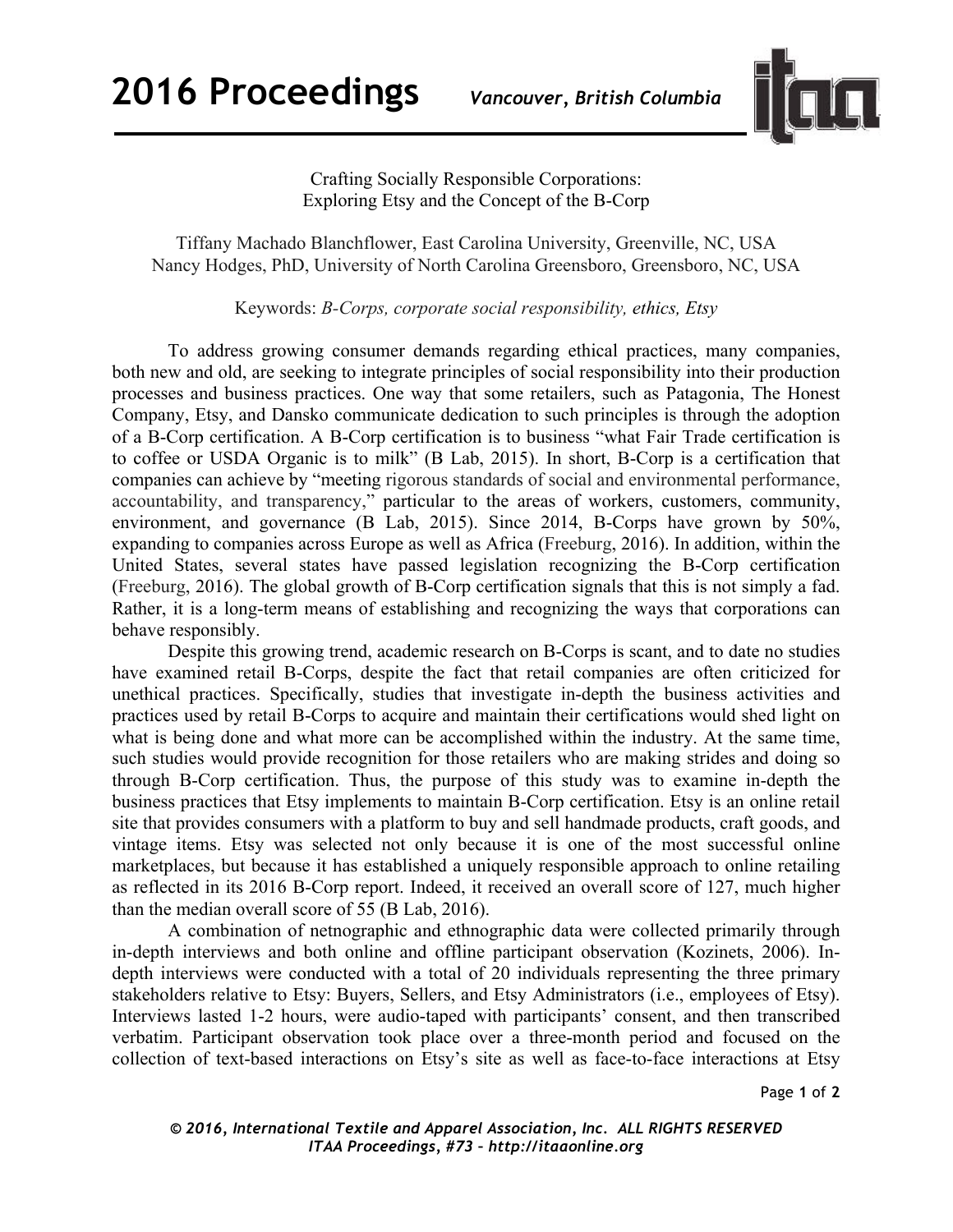Crafting Socially Responsible Corporations:
Exploring Etsy and the Concept of the B-Corp

Tiffany Machado Blanchflower, East Carolina University, Greenville, NC, USA
Nancy Hodges, PhD, University of North Carolina Greensboro, Greensboro, NC, USA

Keywords: *B-Corps, corporate social responsibility, ethics, Etsy*

To address growing consumer demands regarding ethical practices, many companies, both new and old, are seeking to integrate principles of social responsibility into their production processes and business practices. One way that some retailers, such as Patagonia, The Honest Company, Etsy, and Dansko communicate dedication to such principles is through the adoption of a B-Corp certification. A B-Corp certification is to business "what Fair Trade certification is to coffee or USDA Organic is to milk" (B Lab, 2015). In short, B-Corp is a certification that companies can achieve by "meeting rigorous standards of social and environmental performance, accountability, and transparency," particular to the areas of workers, customers, community, environment, and governance (B Lab, 2015). Since 2014, B-Corps have grown by 50%, expanding to companies across Europe as well as Africa (Freeburg, 2016). In addition, within the United States, several states have passed legislation recognizing the B-Corp certification (Freeburg, 2016). The global growth of B-Corp certification signals that this is not simply a fad. Rather, it is a long-term means of establishing and recognizing the ways that corporations can behave responsibly.

Despite this growing trend, academic research on B-Corps is scant, and to date no studies have examined retail B-Corps, despite the fact that retail companies are often criticized for unethical practices. Specifically, studies that investigate in-depth the business activities and practices used by retail B-Corps to acquire and maintain their certifications would shed light on what is being done and what more can be accomplished within the industry. At the same time, such studies would provide recognition for those retailers who are making strides and doing so through B-Corp certification. Thus, the purpose of this study was to examine in-depth the business practices that Etsy implements to maintain B-Corp certification. Etsy is an online retail site that provides consumers with a platform to buy and sell handmade products, craft goods, and vintage items. Etsy was selected not only because it is one of the most successful online marketplaces, but because it has established a uniquely responsible approach to online retailing as reflected in its 2016 B-Corp report. Indeed, it received an overall score of 127, much higher than the median overall score of 55 (B Lab, 2016).

A combination of netnographic and ethnographic data were collected primarily through in-depth interviews and both online and offline participant observation (Kozinets, 2006). In-depth interviews were conducted with a total of 20 individuals representing the three primary stakeholders relative to Etsy: Buyers, Sellers, and Etsy Administrators (i.e., employees of Etsy). Interviews lasted 1-2 hours, were audio-taped with participants' consent, and then transcribed verbatim. Participant observation took place over a three-month period and focused on the collection of text-based interactions on Etsy's site as well as face-to-face interactions at Etsy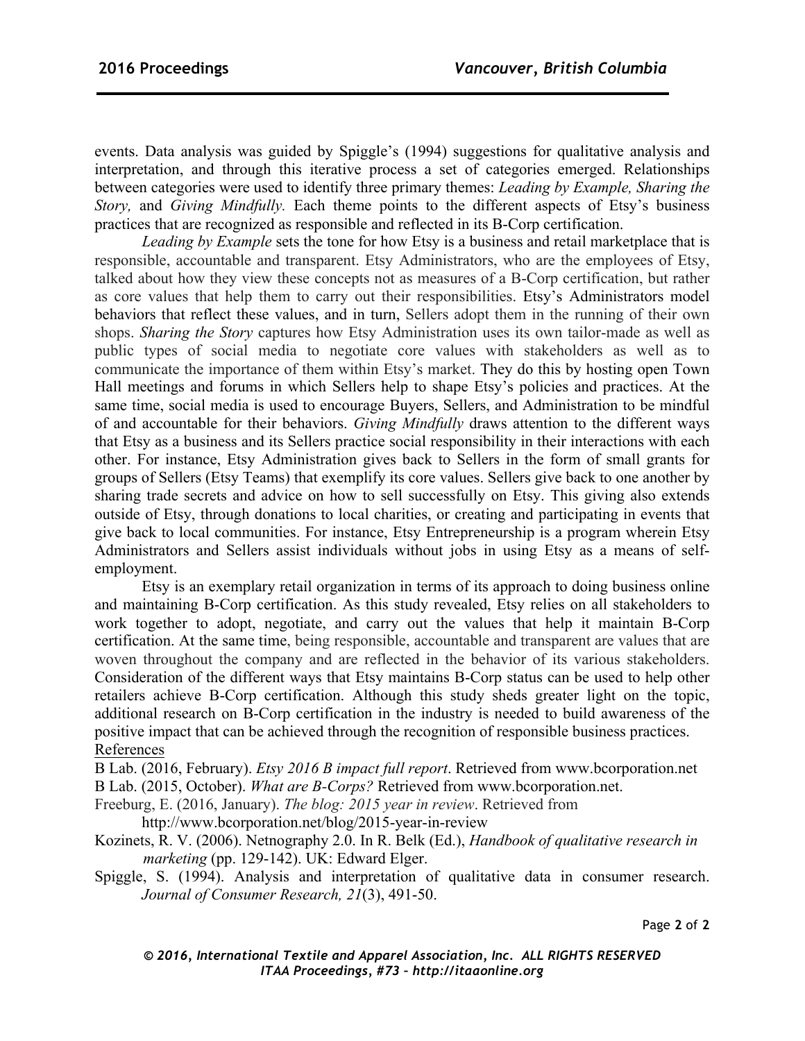events. Data analysis was guided by Spiggle's (1994) suggestions for qualitative analysis and interpretation, and through this iterative process a set of categories emerged. Relationships between categories were used to identify three primary themes: *Leading by Example, Sharing the Story,* and *Giving Mindfully.* Each theme points to the different aspects of Etsy's business practices that are recognized as responsible and reflected in its B-Corp certification.

*Leading by Example* sets the tone for how Etsy is a business and retail marketplace that is responsible, accountable and transparent. Etsy Administrators, who are the employees of Etsy, talked about how they view these concepts not as measures of a B-Corp certification, but rather as core values that help them to carry out their responsibilities. Etsy's Administrators model behaviors that reflect these values, and in turn, Sellers adopt them in the running of their own shops. *Sharing the Story* captures how Etsy Administration uses its own tailor-made as well as public types of social media to negotiate core values with stakeholders as well as to communicate the importance of them within Etsy's market. They do this by hosting open Town Hall meetings and forums in which Sellers help to shape Etsy's policies and practices. At the same time, social media is used to encourage Buyers, Sellers, and Administration to be mindful of and accountable for their behaviors. *Giving Mindfully* draws attention to the different ways that Etsy as a business and its Sellers practice social responsibility in their interactions with each other. For instance, Etsy Administration gives back to Sellers in the form of small grants for groups of Sellers (Etsy Teams) that exemplify its core values. Sellers give back to one another by sharing trade secrets and advice on how to sell successfully on Etsy. This giving also extends outside of Etsy, through donations to local charities, or creating and participating in events that give back to local communities. For instance, Etsy Entrepreneurship is a program wherein Etsy Administrators and Sellers assist individuals without jobs in using Etsy as a means of self-employment.

Etsy is an exemplary retail organization in terms of its approach to doing business online and maintaining B-Corp certification. As this study revealed, Etsy relies on all stakeholders to work together to adopt, negotiate, and carry out the values that help it maintain B-Corp certification. At the same time, being responsible, accountable and transparent are values that are woven throughout the company and are reflected in the behavior of its various stakeholders. Consideration of the different ways that Etsy maintains B-Corp status can be used to help other retailers achieve B-Corp certification. Although this study sheds greater light on the topic, additional research on B-Corp certification in the industry is needed to build awareness of the positive impact that can be achieved through the recognition of responsible business practices.

References

B Lab. (2016, February). *Etsy 2016 B impact full report*. Retrieved from www.bcorporation.net

B Lab. (2015, October). *What are B-Corps?* Retrieved from www.bcorporation.net.

Freeburg, E. (2016, January). *The blog: 2015 year in review*. Retrieved from http://www.bcorporation.net/blog/2015-year-in-review

Kozinets, R. V. (2006). Netnography 2.0. In R. Belk (Ed.), *Handbook of qualitative research in marketing* (pp. 129-142). UK: Edward Elger.

Spiggle, S. (1994). Analysis and interpretation of qualitative data in consumer research. *Journal of Consumer Research, 21*(3), 491-50.